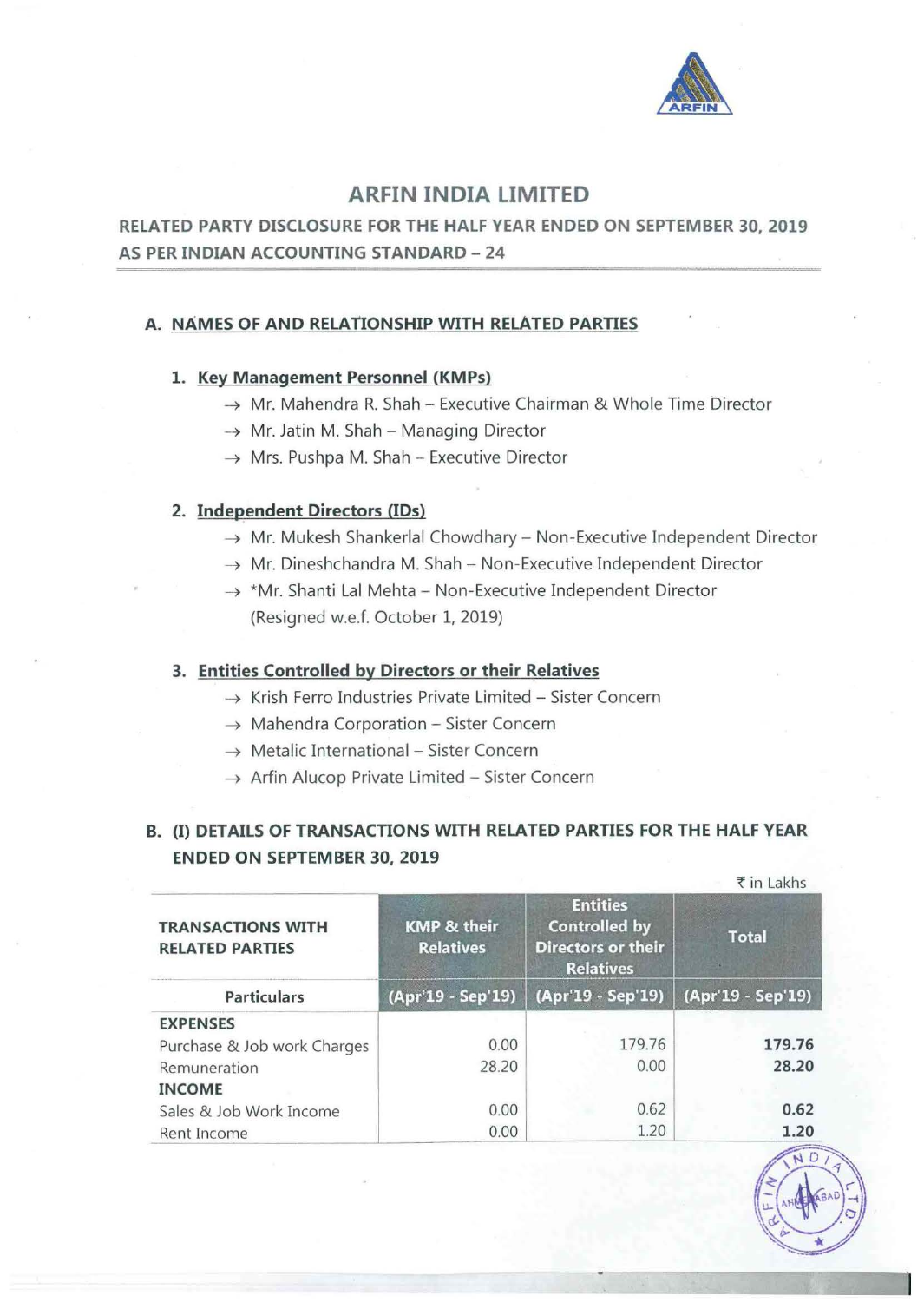# ARFIN INDIA LIMITED

## RELATED PARTY DISCLOSURE FOR THE HALF YEAR ENDED ON SEPTEMBER 30, 2019 AS PER INDIAN ACCOUNTING STANDARD – 24

### A. NAMES OF AND RELATIONSHIP WITH RELATED PARTIES

**1. Key Management Personnel (KMPs)**

- → Mr. Mahendra R. Shah – Executive Chairman & Whole Time Director
- → Mr. Jatin M. Shah – Managing Director
- → Mrs. Pushpa M. Shah – Executive Director

**2. Independent Directors (IDs)**

- → Mr. Mukesh Shankerlal Chowdhary – Non-Executive Independent Director
- → Mr. Dineshchandra M. Shah – Non-Executive Independent Director
- → *Mr. Shanti Lal Mehta – Non-Executive Independent Director (Resigned w.e.f. October 1, 2019)

**3. Entities Controlled by Directors or their Relatives**

- → Krish Ferro Industries Private Limited – Sister Concern
- → Mahendra Corporation – Sister Concern
- → Metalic International – Sister Concern
- → Arfin Alucop Private Limited – Sister Concern

### B. (I) DETAILS OF TRANSACTIONS WITH RELATED PARTIES FOR THE HALF YEAR ENDED ON SEPTEMBER 30, 2019

₹ in Lakhs

| TRANSACTIONS WITH RELATED PARTIES | KMP & their Relatives | Entities Controlled by Directors or their Relatives | Total |
|---|---|---|---|
| Particulars | (Apr'19 - Sep'19) | (Apr'19 - Sep'19) | (Apr'19 - Sep'19) |
| **EXPENSES** | | | |
| Purchase & Job work Charges | 0.00 | 179.76 | **179.76** |
| Remuneration | 28.20 | 0.00 | **28.20** |
| **INCOME** | | | |
| Sales & Job Work Income | 0.00 | 0.62 | **0.62** |
| Rent Income | 0.00 | 1.20 | **1.20** |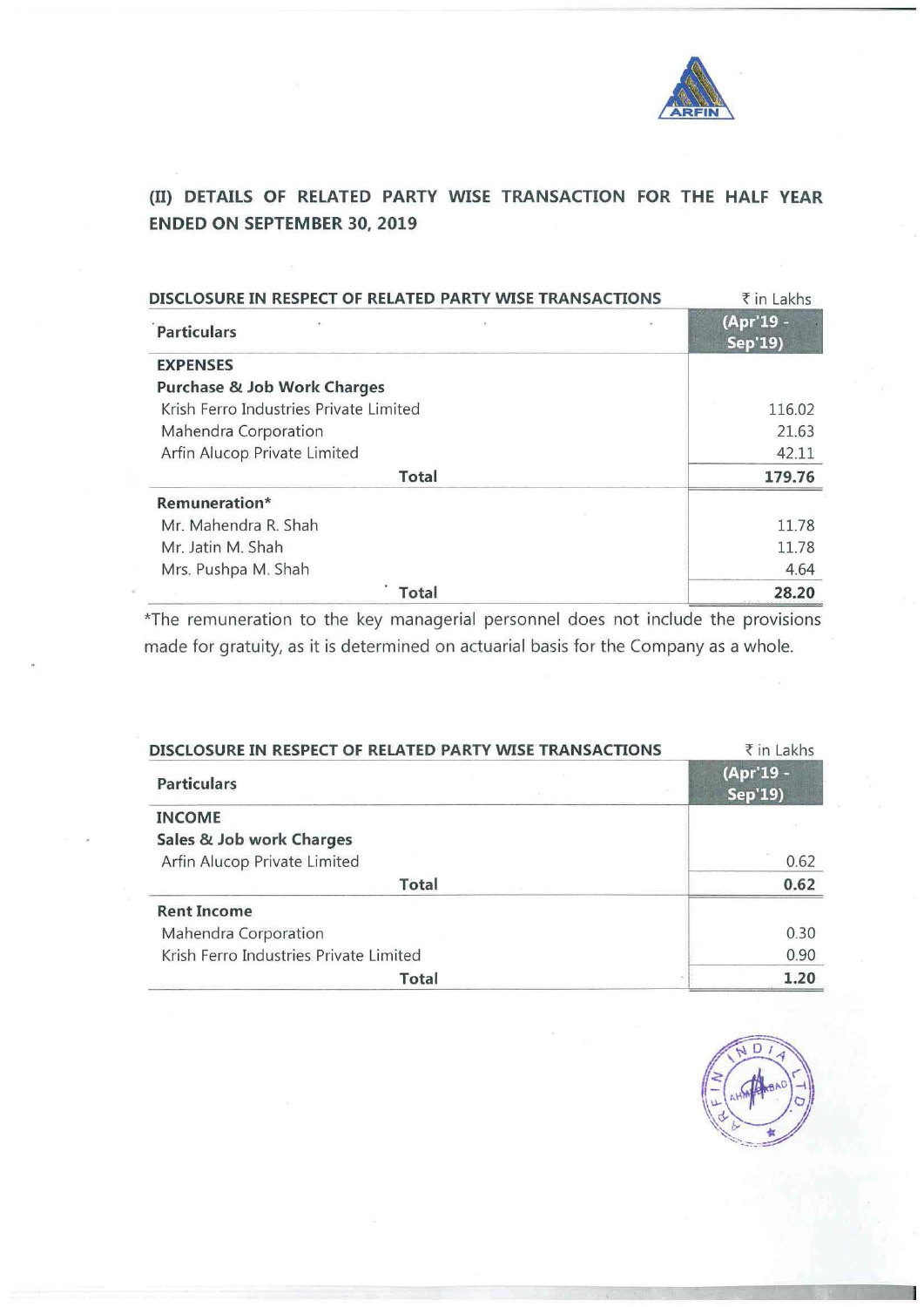## (II) DETAILS OF RELATED PARTY WISE TRANSACTION FOR THE HALF YEAR ENDED ON SEPTEMBER 30, 2019

**DISCLOSURE IN RESPECT OF RELATED PARTY WISE TRANSACTIONS** ₹ in Lakhs

| Particulars | (Apr'19 - Sep'19) |
|---|---|
| **EXPENSES** | |
| **Purchase & Job Work Charges** | |
| Krish Ferro Industries Private Limited | 116.02 |
| Mahendra Corporation | 21.63 |
| Arfin Alucop Private Limited | 42.11 |
| **Total** | **179.76** |
| **Remuneration*** | |
| Mr. Mahendra R. Shah | 11.78 |
| Mr. Jatin M. Shah | 11.78 |
| Mrs. Pushpa M. Shah | 4.64 |
| **Total** | **28.20** |

*The remuneration to the key managerial personnel does not include the provisions made for gratuity, as it is determined on actuarial basis for the Company as a whole.

**DISCLOSURE IN RESPECT OF RELATED PARTY WISE TRANSACTIONS** ₹ in Lakhs

| Particulars | (Apr'19 - Sep'19) |
|---|---|
| **INCOME** | |
| **Sales & Job work Charges** | |
| Arfin Alucop Private Limited | 0.62 |
| **Total** | **0.62** |
| **Rent Income** | |
| Mahendra Corporation | 0.30 |
| Krish Ferro Industries Private Limited | 0.90 |
| **Total** | **1.20** |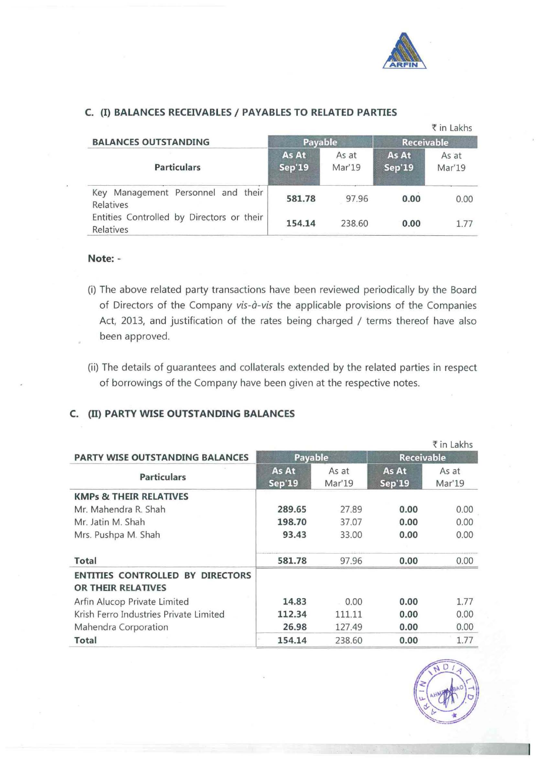## C. (I) BALANCES RECEIVABLES / PAYABLES TO RELATED PARTIES

₹ in Lakhs

| BALANCES OUTSTANDING | Payable | | Receivable | |
|---|---|---|---|---|
| Particulars | As At Sep'19 | As at Mar'19 | As At Sep'19 | As at Mar'19 |
| Key Management Personnel and their Relatives | **581.78** | 97.96 | **0.00** | 0.00 |
| Entities Controlled by Directors or their Relatives | **154.14** | 238.60 | **0.00** | 1.77 |

**Note: -**

(i) The above related party transactions have been reviewed periodically by the Board of Directors of the Company *vis-à-vis* the applicable provisions of the Companies Act, 2013, and justification of the rates being charged / terms thereof have also been approved.

(ii) The details of guarantees and collaterals extended by the related parties in respect of borrowings of the Company have been given at the respective notes.

## C. (II) PARTY WISE OUTSTANDING BALANCES

₹ in Lakhs

| PARTY WISE OUTSTANDING BALANCES | Payable | | Receivable | |
|---|---|---|---|---|
| Particulars | As At Sep'19 | As at Mar'19 | As At Sep'19 | As at Mar'19 |
| **KMPs & THEIR RELATIVES** | | | | |
| Mr. Mahendra R. Shah | **289.65** | 27.89 | **0.00** | 0.00 |
| Mr. Jatin M. Shah | **198.70** | 37.07 | **0.00** | 0.00 |
| Mrs. Pushpa M. Shah | **93.43** | 33.00 | **0.00** | 0.00 |
| **Total** | **581.78** | 97.96 | **0.00** | 0.00 |
| **ENTITIES CONTROLLED BY DIRECTORS OR THEIR RELATIVES** | | | | |
| Arfin Alucop Private Limited | **14.83** | 0.00 | **0.00** | 1.77 |
| Krish Ferro Industries Private Limited | **112.34** | 111.11 | **0.00** | 0.00 |
| Mahendra Corporation | **26.98** | 127.49 | **0.00** | 0.00 |
| **Total** | **154.14** | 238.60 | **0.00** | 1.77 |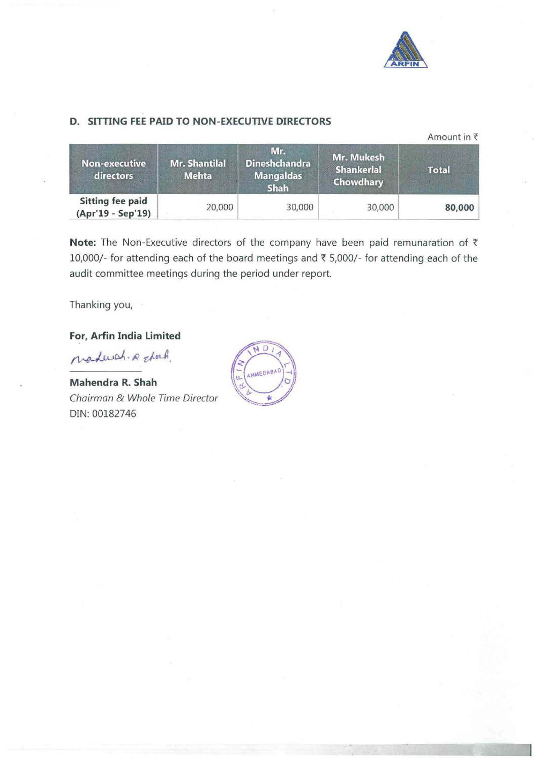## D. SITTING FEE PAID TO NON-EXECUTIVE DIRECTORS

Amount in ₹

| Non-executive directors | Mr. Shantilal Mehta | Mr. Dineshchandra Mangaldas Shah | Mr. Mukesh Shankerlal Chowdhary | Total |
|---|---|---|---|---|
| Sitting fee paid (Apr'19 - Sep'19) | 20,000 | 30,000 | 30,000 | **80,000** |

**Note:** The Non-Executive directors of the company have been paid remunaration of ₹ 10,000/- for attending each of the board meetings and ₹ 5,000/- for attending each of the audit committee meetings during the period under report.

Thanking you,

**For, Arfin India Limited**

**Mahendra R. Shah**
*Chairman & Whole Time Director*
DIN: 00182746